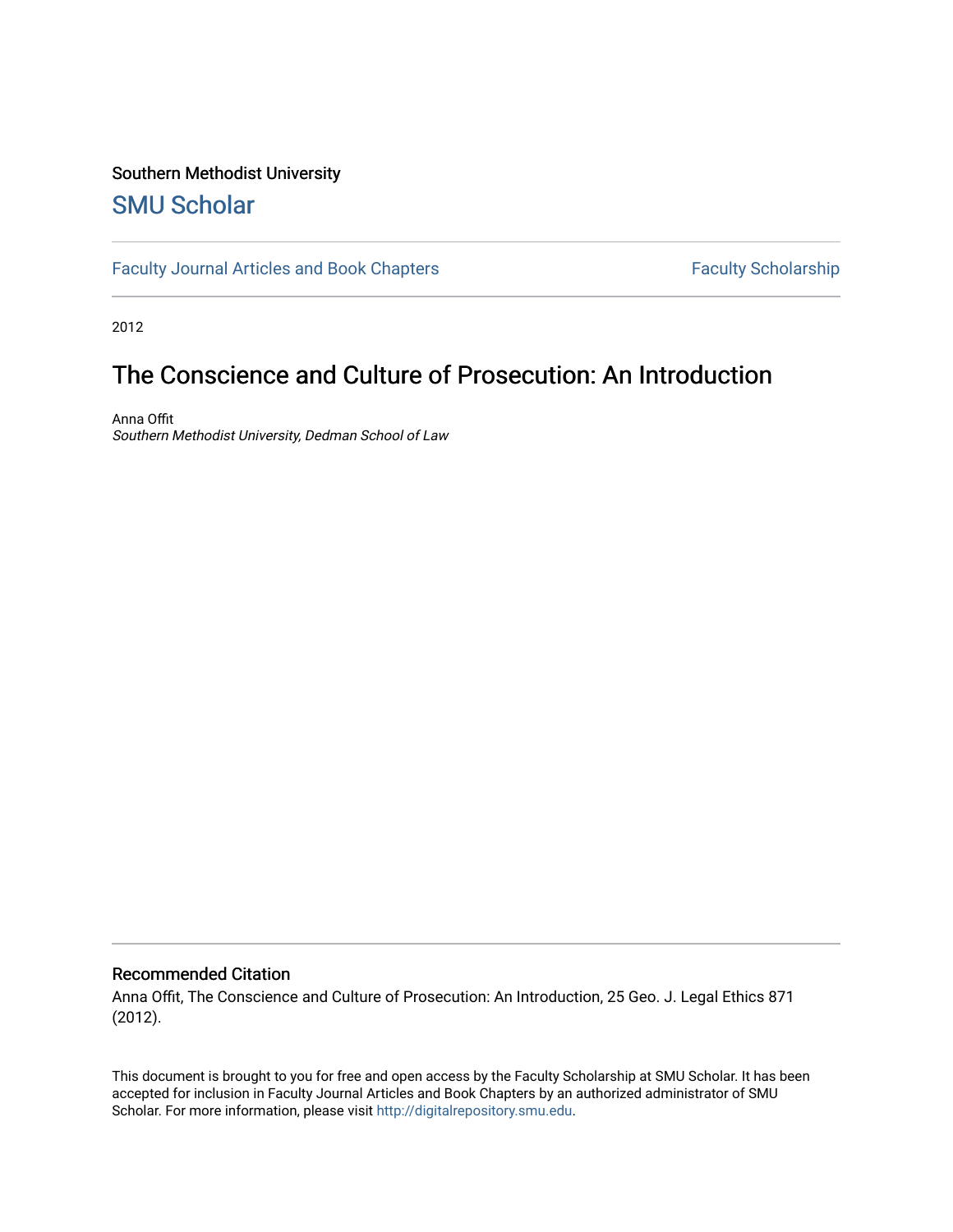Southern Methodist University

## SMU Scholar

Faculty Journal Articles and Book Chapters | Faculty Scholarship

2012

# The Conscience and Culture of Prosecution: An Introduction

Anna Offit
*Southern Methodist University, Dedman School of Law*

### Recommended Citation

Anna Offit, The Conscience and Culture of Prosecution: An Introduction, 25 Geo. J. Legal Ethics 871 (2012).

This document is brought to you for free and open access by the Faculty Scholarship at SMU Scholar. It has been accepted for inclusion in Faculty Journal Articles and Book Chapters by an authorized administrator of SMU Scholar. For more information, please visit http://digitalrepository.smu.edu.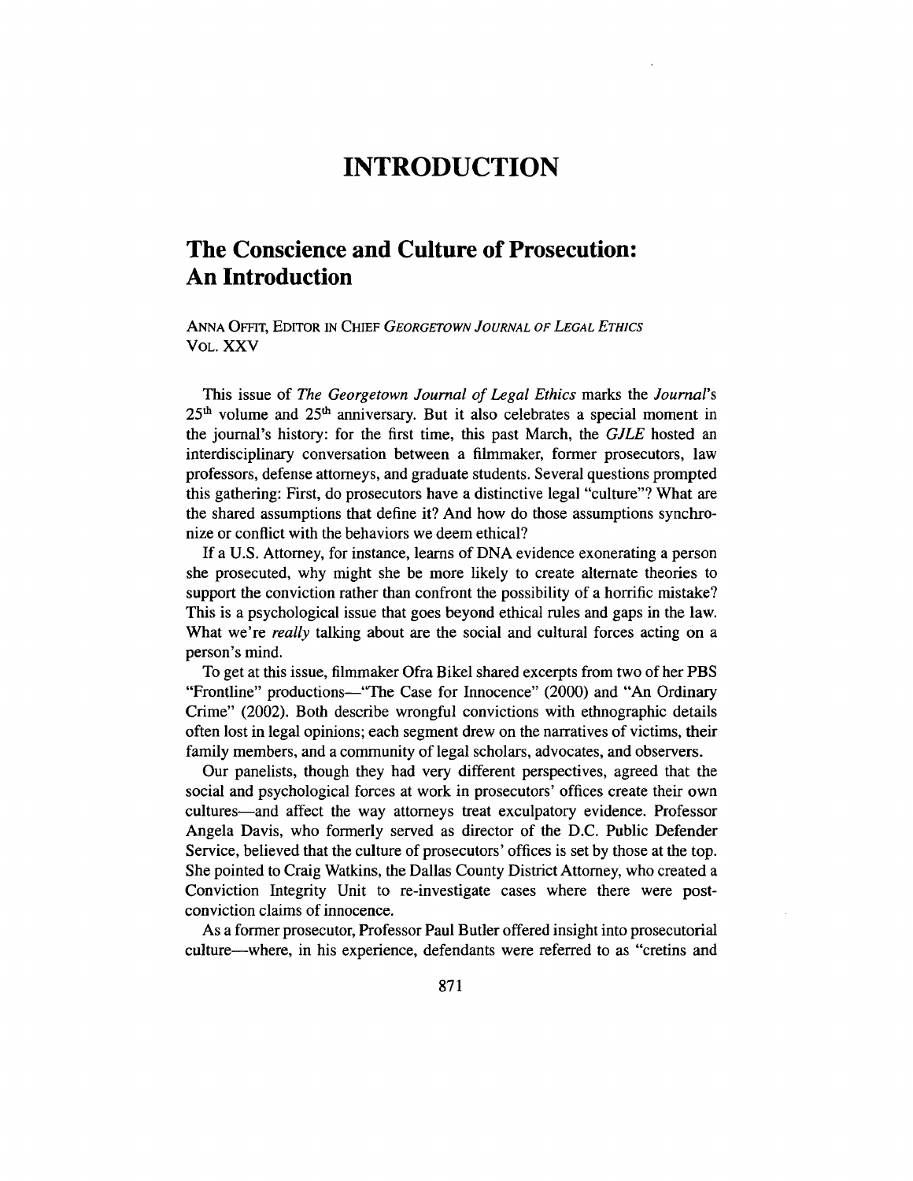# INTRODUCTION

## The Conscience and Culture of Prosecution: An Introduction

ANNA OFFIT, EDITOR IN CHIEF *GEORGETOWN JOURNAL OF LEGAL ETHICS* VOL. XXV

This issue of *The Georgetown Journal of Legal Ethics* marks the *Journal*'s 25[th] volume and 25[th] anniversary. But it also celebrates a special moment in the journal's history: for the first time, this past March, the *GJLE* hosted an interdisciplinary conversation between a filmmaker, former prosecutors, law professors, defense attorneys, and graduate students. Several questions prompted this gathering: First, do prosecutors have a distinctive legal "culture"? What are the shared assumptions that define it? And how do those assumptions synchronize or conflict with the behaviors we deem ethical?

If a U.S. Attorney, for instance, learns of DNA evidence exonerating a person she prosecuted, why might she be more likely to create alternate theories to support the conviction rather than confront the possibility of a horrific mistake? This is a psychological issue that goes beyond ethical rules and gaps in the law. What we're *really* talking about are the social and cultural forces acting on a person's mind.

To get at this issue, filmmaker Ofra Bikel shared excerpts from two of her PBS "Frontline" productions—"The Case for Innocence" (2000) and "An Ordinary Crime" (2002). Both describe wrongful convictions with ethnographic details often lost in legal opinions; each segment drew on the narratives of victims, their family members, and a community of legal scholars, advocates, and observers.

Our panelists, though they had very different perspectives, agreed that the social and psychological forces at work in prosecutors' offices create their own cultures—and affect the way attorneys treat exculpatory evidence. Professor Angela Davis, who formerly served as director of the D.C. Public Defender Service, believed that the culture of prosecutors' offices is set by those at the top. She pointed to Craig Watkins, the Dallas County District Attorney, who created a Conviction Integrity Unit to re-investigate cases where there were post-conviction claims of innocence.

As a former prosecutor, Professor Paul Butler offered insight into prosecutorial culture—where, in his experience, defendants were referred to as "cretins and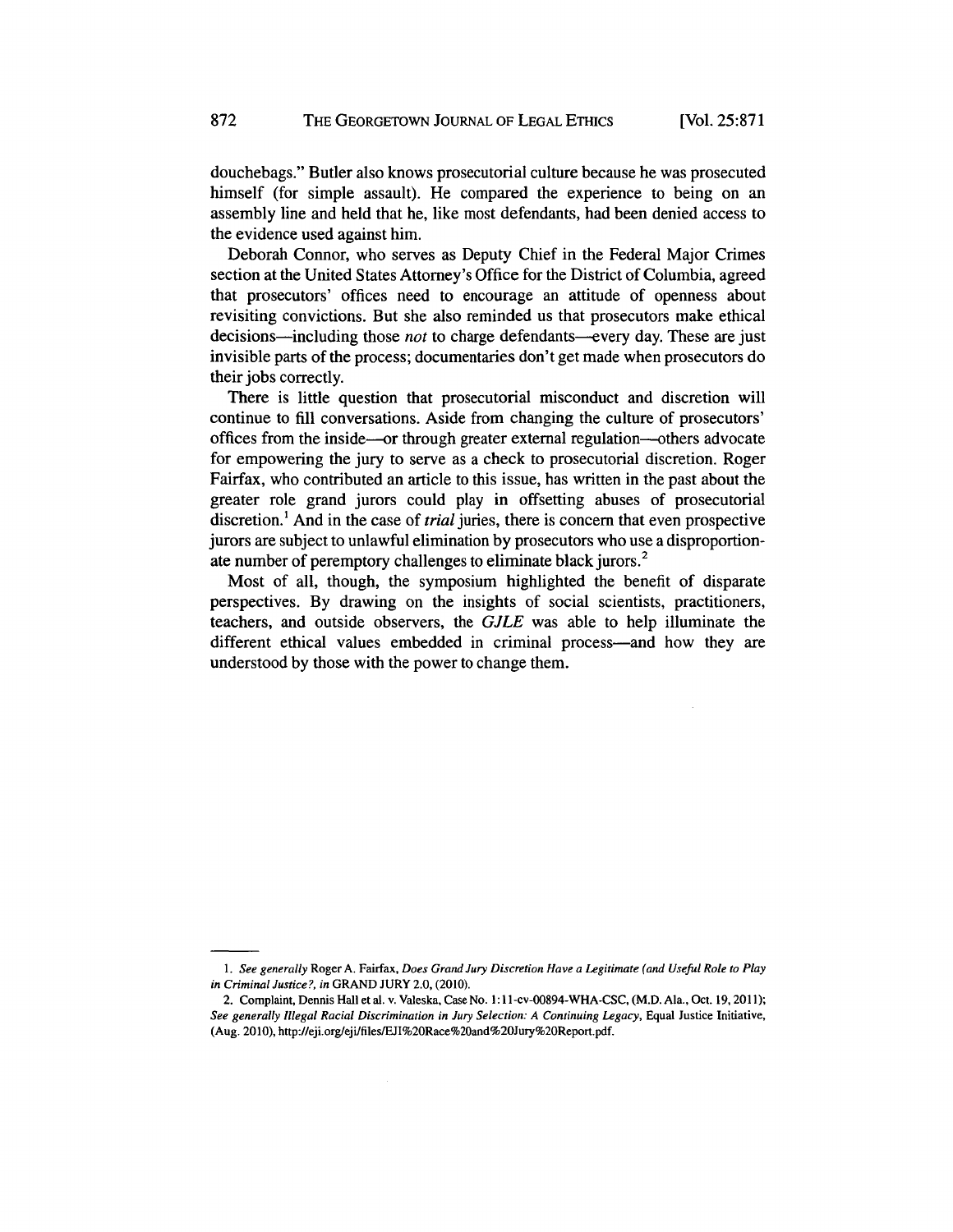douchebags." Butler also knows prosecutorial culture because he was prosecuted himself (for simple assault). He compared the experience to being on an assembly line and held that he, like most defendants, had been denied access to the evidence used against him.

Deborah Connor, who serves as Deputy Chief in the Federal Major Crimes section at the United States Attorney's Office for the District of Columbia, agreed that prosecutors' offices need to encourage an attitude of openness about revisiting convictions. But she also reminded us that prosecutors make ethical decisions—including those *not* to charge defendants—every day. These are just invisible parts of the process; documentaries don't get made when prosecutors do their jobs correctly.

There is little question that prosecutorial misconduct and discretion will continue to fill conversations. Aside from changing the culture of prosecutors' offices from the inside—or through greater external regulation—others advocate for empowering the jury to serve as a check to prosecutorial discretion. Roger Fairfax, who contributed an article to this issue, has written in the past about the greater role grand jurors could play in offsetting abuses of prosecutorial discretion.[1] And in the case of *trial* juries, there is concern that even prospective jurors are subject to unlawful elimination by prosecutors who use a disproportionate number of peremptory challenges to eliminate black jurors.[2]

Most of all, though, the symposium highlighted the benefit of disparate perspectives. By drawing on the insights of social scientists, practitioners, teachers, and outside observers, the *GJLE* was able to help illuminate the different ethical values embedded in criminal process—and how they are understood by those with the power to change them.

---

1. *See generally* Roger A. Fairfax, *Does Grand Jury Discretion Have a Legitimate (and Useful Role to Play in Criminal Justice?*, *in* GRAND JURY 2.0, (2010).

2. Complaint, Dennis Hall et al. v. Valeska, Case No. 1:11-cv-00894-WHA-CSC, (M.D. Ala., Oct. 19, 2011); *See generally Illegal Racial Discrimination in Jury Selection: A Continuing Legacy*, Equal Justice Initiative, (Aug. 2010), http://eji.org/eji/files/EJI%20Race%20and%20Jury%20Report.pdf.